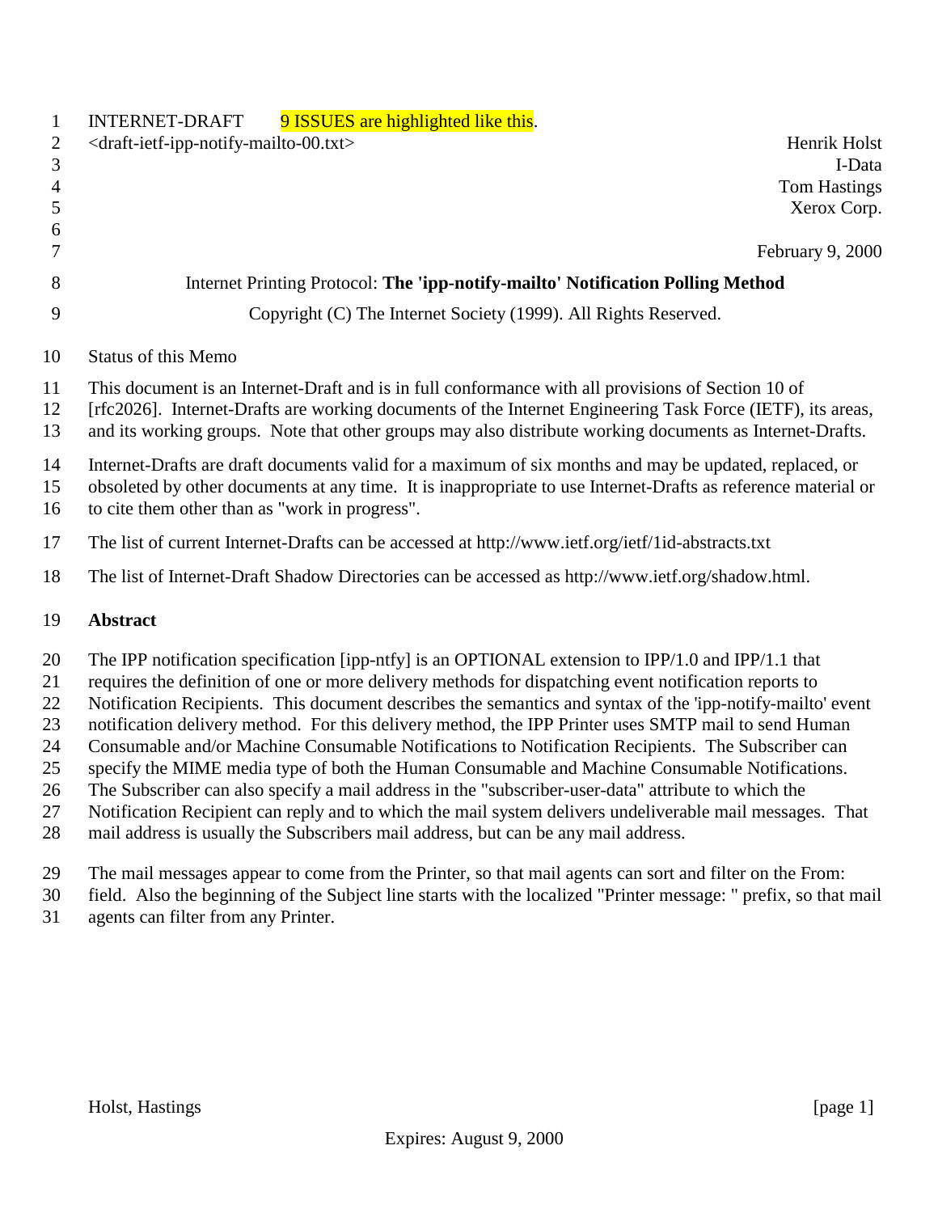INTERNET-DRAFT 9 ISSUES are highlighted like this.

<draft-ietf-ipp-notify-mailto-00.txt>

Henrik Holst
I-Data
Tom Hastings
Xerox Corp.

February 9, 2000

Internet Printing Protocol: **The 'ipp-notify-mailto' Notification Polling Method**

Copyright (C) The Internet Society (1999). All Rights Reserved.

Status of this Memo

This document is an Internet-Draft and is in full conformance with all provisions of Section 10 of [rfc2026]. Internet-Drafts are working documents of the Internet Engineering Task Force (IETF), its areas, and its working groups. Note that other groups may also distribute working documents as Internet-Drafts.

Internet-Drafts are draft documents valid for a maximum of six months and may be updated, replaced, or obsoleted by other documents at any time. It is inappropriate to use Internet-Drafts as reference material or to cite them other than as "work in progress".

The list of current Internet-Drafts can be accessed at http://www.ietf.org/ietf/1id-abstracts.txt

The list of Internet-Draft Shadow Directories can be accessed as http://www.ietf.org/shadow.html.

**Abstract**

The IPP notification specification [ipp-ntfy] is an OPTIONAL extension to IPP/1.0 and IPP/1.1 that requires the definition of one or more delivery methods for dispatching event notification reports to Notification Recipients. This document describes the semantics and syntax of the 'ipp-notify-mailto' event notification delivery method. For this delivery method, the IPP Printer uses SMTP mail to send Human Consumable and/or Machine Consumable Notifications to Notification Recipients. The Subscriber can specify the MIME media type of both the Human Consumable and Machine Consumable Notifications. The Subscriber can also specify a mail address in the "subscriber-user-data" attribute to which the Notification Recipient can reply and to which the mail system delivers undeliverable mail messages. That mail address is usually the Subscribers mail address, but can be any mail address.

The mail messages appear to come from the Printer, so that mail agents can sort and filter on the From: field. Also the beginning of the Subject line starts with the localized "Printer message: " prefix, so that mail agents can filter from any Printer.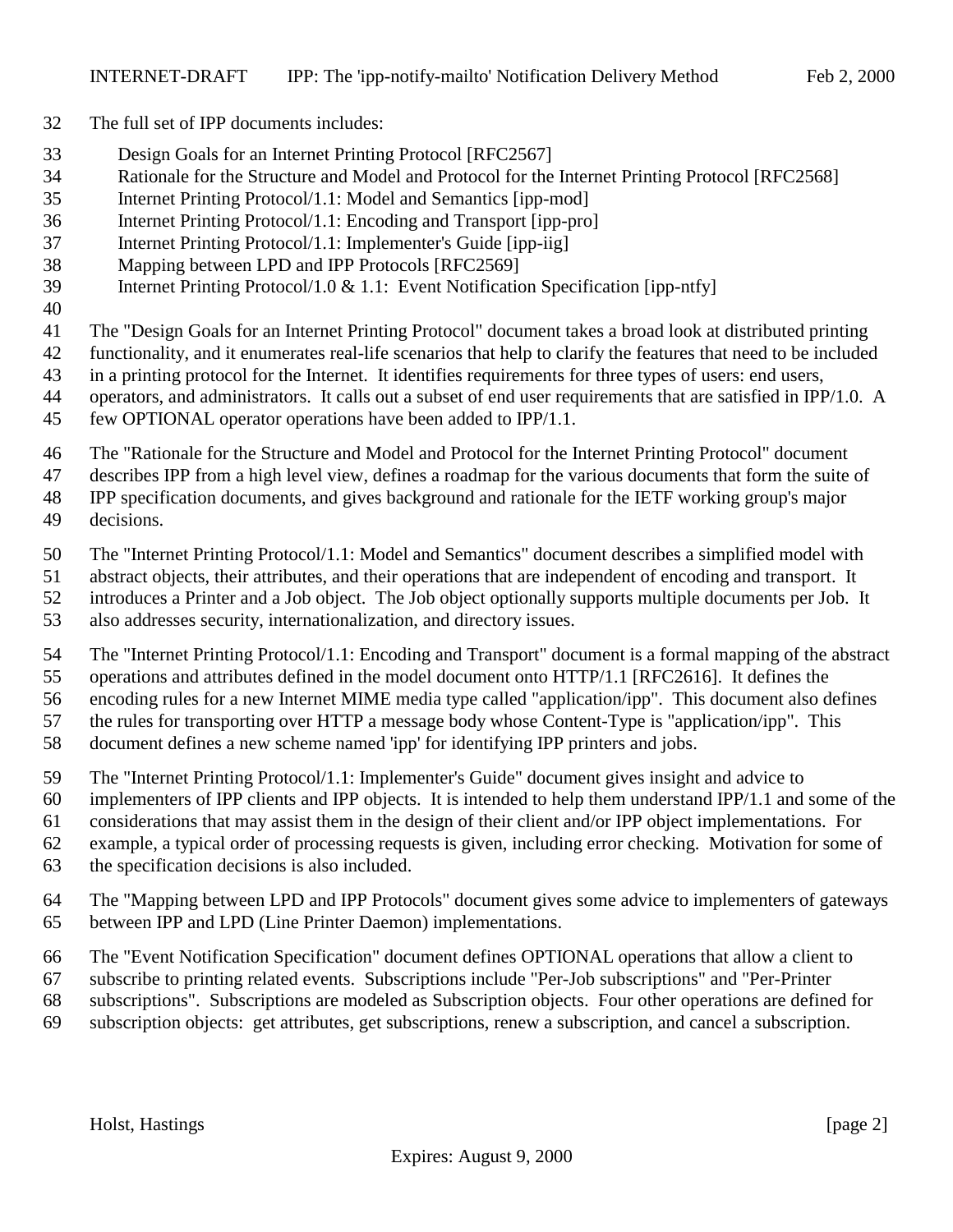The full set of IPP documents includes:

Design Goals for an Internet Printing Protocol [RFC2567]
Rationale for the Structure and Model and Protocol for the Internet Printing Protocol [RFC2568]
Internet Printing Protocol/1.1: Model and Semantics [ipp-mod]
Internet Printing Protocol/1.1: Encoding and Transport [ipp-pro]
Internet Printing Protocol/1.1: Implementer's Guide [ipp-iig]
Mapping between LPD and IPP Protocols [RFC2569]
Internet Printing Protocol/1.0 & 1.1: Event Notification Specification [ipp-ntfy]

The "Design Goals for an Internet Printing Protocol" document takes a broad look at distributed printing functionality, and it enumerates real-life scenarios that help to clarify the features that need to be included in a printing protocol for the Internet. It identifies requirements for three types of users: end users, operators, and administrators. It calls out a subset of end user requirements that are satisfied in IPP/1.0. A few OPTIONAL operator operations have been added to IPP/1.1.

The "Rationale for the Structure and Model and Protocol for the Internet Printing Protocol" document describes IPP from a high level view, defines a roadmap for the various documents that form the suite of IPP specification documents, and gives background and rationale for the IETF working group's major decisions.

The "Internet Printing Protocol/1.1: Model and Semantics" document describes a simplified model with abstract objects, their attributes, and their operations that are independent of encoding and transport. It introduces a Printer and a Job object. The Job object optionally supports multiple documents per Job. It also addresses security, internationalization, and directory issues.

The "Internet Printing Protocol/1.1: Encoding and Transport" document is a formal mapping of the abstract operations and attributes defined in the model document onto HTTP/1.1 [RFC2616]. It defines the encoding rules for a new Internet MIME media type called "application/ipp". This document also defines the rules for transporting over HTTP a message body whose Content-Type is "application/ipp". This document defines a new scheme named 'ipp' for identifying IPP printers and jobs.

The "Internet Printing Protocol/1.1: Implementer's Guide" document gives insight and advice to implementers of IPP clients and IPP objects. It is intended to help them understand IPP/1.1 and some of the considerations that may assist them in the design of their client and/or IPP object implementations. For example, a typical order of processing requests is given, including error checking. Motivation for some of the specification decisions is also included.

The "Mapping between LPD and IPP Protocols" document gives some advice to implementers of gateways between IPP and LPD (Line Printer Daemon) implementations.

The "Event Notification Specification" document defines OPTIONAL operations that allow a client to subscribe to printing related events. Subscriptions include "Per-Job subscriptions" and "Per-Printer subscriptions". Subscriptions are modeled as Subscription objects. Four other operations are defined for subscription objects: get attributes, get subscriptions, renew a subscription, and cancel a subscription.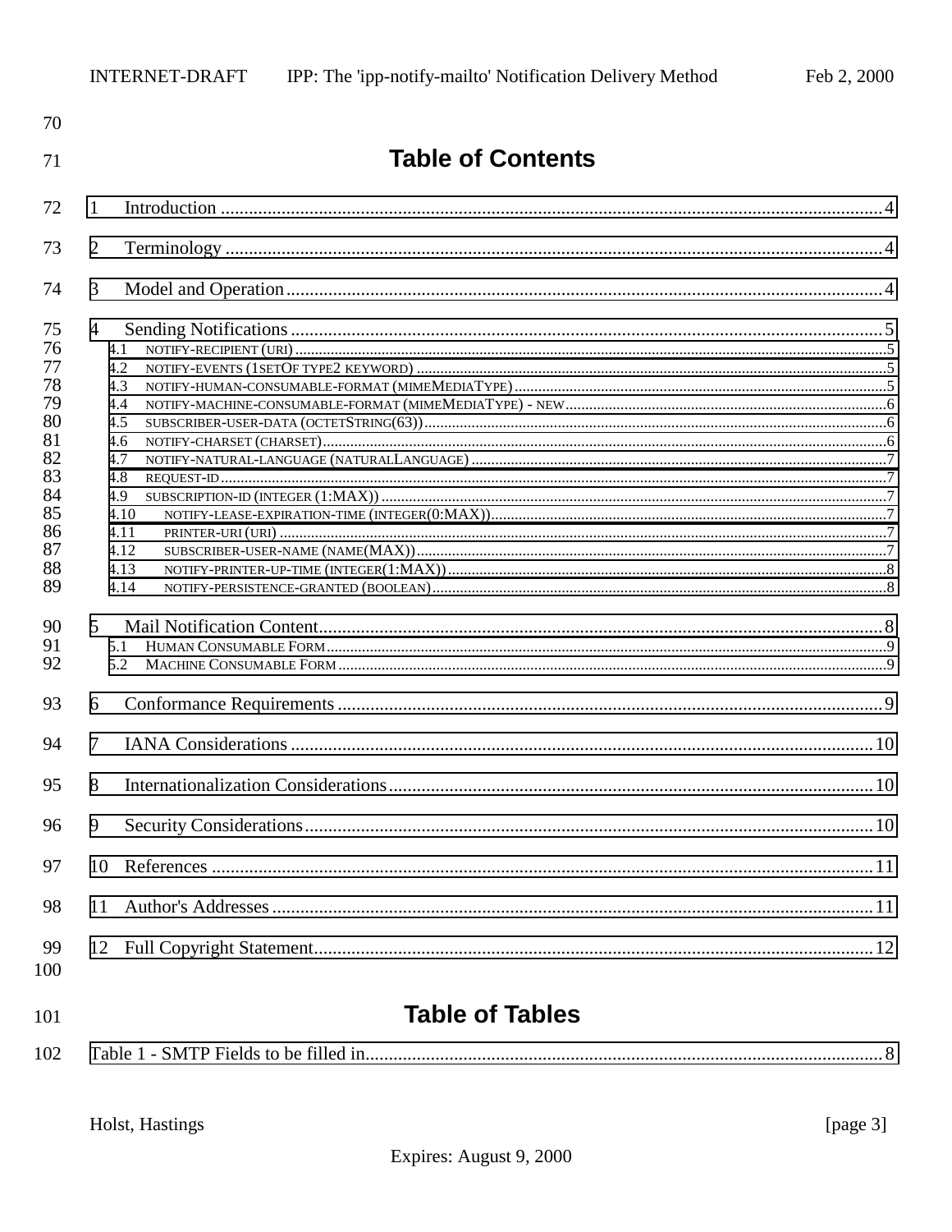# Table of Contents

1 Introduction ....................................................................................................................................... 4

2 Terminology ....................................................................................................................................... 4

3 Model and Operation ........................................................................................................................ 4

4 Sending Notifications ........................................................................................................................ 5
- 4.1 NOTIFY-RECIPIENT (URI) ......................................................................................................... 5
- 4.2 NOTIFY-EVENTS (1SETOF TYPE2 KEYWORD) ............................................................................ 5
- 4.3 NOTIFY-HUMAN-CONSUMABLE-FORMAT (MIMEMEDIATYPE) ....................................................... 5
- 4.4 NOTIFY-MACHINE-CONSUMABLE-FORMAT (MIMEMEDIATYPE) - NEW ............................................ 6
- 4.5 SUBSCRIBER-USER-DATA (OCTETSTRING(63)) ............................................................................ 6
- 4.6 NOTIFY-CHARSET (CHARSET) ..................................................................................................... 6
- 4.7 NOTIFY-NATURAL-LANGUAGE (NATURALLANGUAGE) ..................................................................... 7
- 4.8 REQUEST-ID ............................................................................................................................. 7
- 4.9 SUBSCRIPTION-ID (INTEGER (1:MAX)) ....................................................................................... 7
- 4.10 NOTIFY-LEASE-EXPIRATION-TIME (INTEGER(0:MAX)) ................................................................ 7
- 4.11 PRINTER-URI (URI) .................................................................................................................. 7
- 4.12 SUBSCRIBER-USER-NAME (NAME(MAX)) ..................................................................................... 7
- 4.13 NOTIFY-PRINTER-UP-TIME (INTEGER(1:MAX)) ........................................................................... 8
- 4.14 NOTIFY-PERSISTENCE-GRANTED (BOOLEAN) ............................................................................... 8

5 Mail Notification Content ................................................................................................................. 8
- 5.1 HUMAN CONSUMABLE FORM ..................................................................................................... 9
- 5.2 MACHINE CONSUMABLE FORM ................................................................................................... 9

6 Conformance Requirements ............................................................................................................. 9

7 IANA Considerations ....................................................................................................................... 10

8 Internationalization Considerations ............................................................................................... 10

9 Security Considerations .................................................................................................................. 10

10 References ..................................................................................................................................... 11

11 Author's Addresses ........................................................................................................................ 11

12 Full Copyright Statement ............................................................................................................... 12

# Table of Tables

Table 1 - SMTP Fields to be filled in ................................................................................................... 8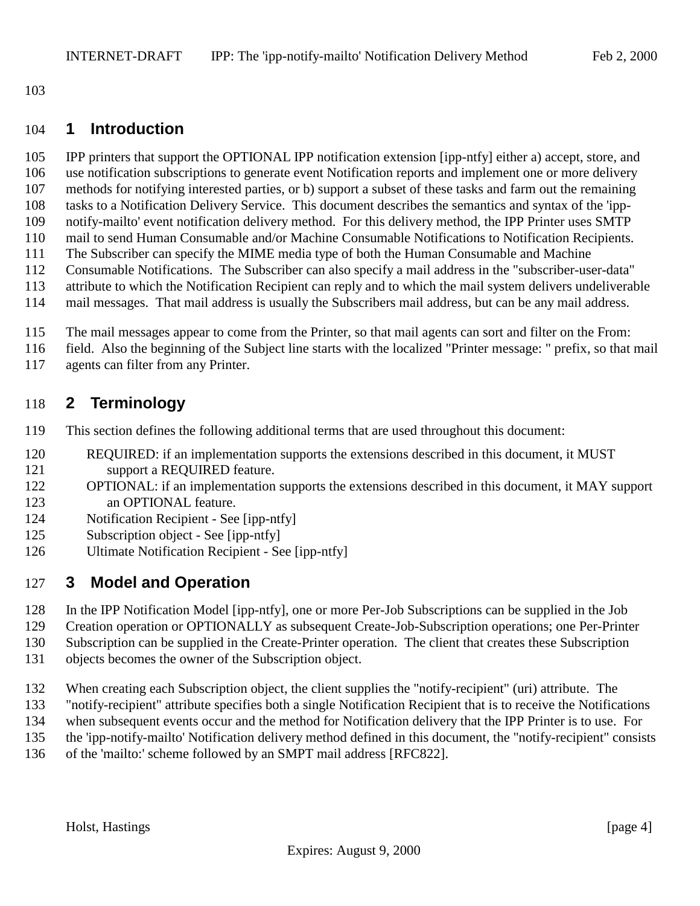# 1 Introduction

IPP printers that support the OPTIONAL IPP notification extension [ipp-ntfy] either a) accept, store, and use notification subscriptions to generate event Notification reports and implement one or more delivery methods for notifying interested parties, or b) support a subset of these tasks and farm out the remaining tasks to a Notification Delivery Service. This document describes the semantics and syntax of the 'ipp-notify-mailto' event notification delivery method. For this delivery method, the IPP Printer uses SMTP mail to send Human Consumable and/or Machine Consumable Notifications to Notification Recipients. The Subscriber can specify the MIME media type of both the Human Consumable and Machine Consumable Notifications. The Subscriber can also specify a mail address in the "subscriber-user-data" attribute to which the Notification Recipient can reply and to which the mail system delivers undeliverable mail messages. That mail address is usually the Subscribers mail address, but can be any mail address.

The mail messages appear to come from the Printer, so that mail agents can sort and filter on the From: field. Also the beginning of the Subject line starts with the localized "Printer message: " prefix, so that mail agents can filter from any Printer.

# 2 Terminology

This section defines the following additional terms that are used throughout this document:

REQUIRED: if an implementation supports the extensions described in this document, it MUST support a REQUIRED feature.
OPTIONAL: if an implementation supports the extensions described in this document, it MAY support an OPTIONAL feature.
Notification Recipient - See [ipp-ntfy]
Subscription object - See [ipp-ntfy]
Ultimate Notification Recipient - See [ipp-ntfy]

# 3 Model and Operation

In the IPP Notification Model [ipp-ntfy], one or more Per-Job Subscriptions can be supplied in the Job Creation operation or OPTIONALLY as subsequent Create-Job-Subscription operations; one Per-Printer Subscription can be supplied in the Create-Printer operation. The client that creates these Subscription objects becomes the owner of the Subscription object.

When creating each Subscription object, the client supplies the "notify-recipient" (uri) attribute. The "notify-recipient" attribute specifies both a single Notification Recipient that is to receive the Notifications when subsequent events occur and the method for Notification delivery that the IPP Printer is to use. For the 'ipp-notify-mailto' Notification delivery method defined in this document, the "notify-recipient" consists of the 'mailto:' scheme followed by an SMPT mail address [RFC822].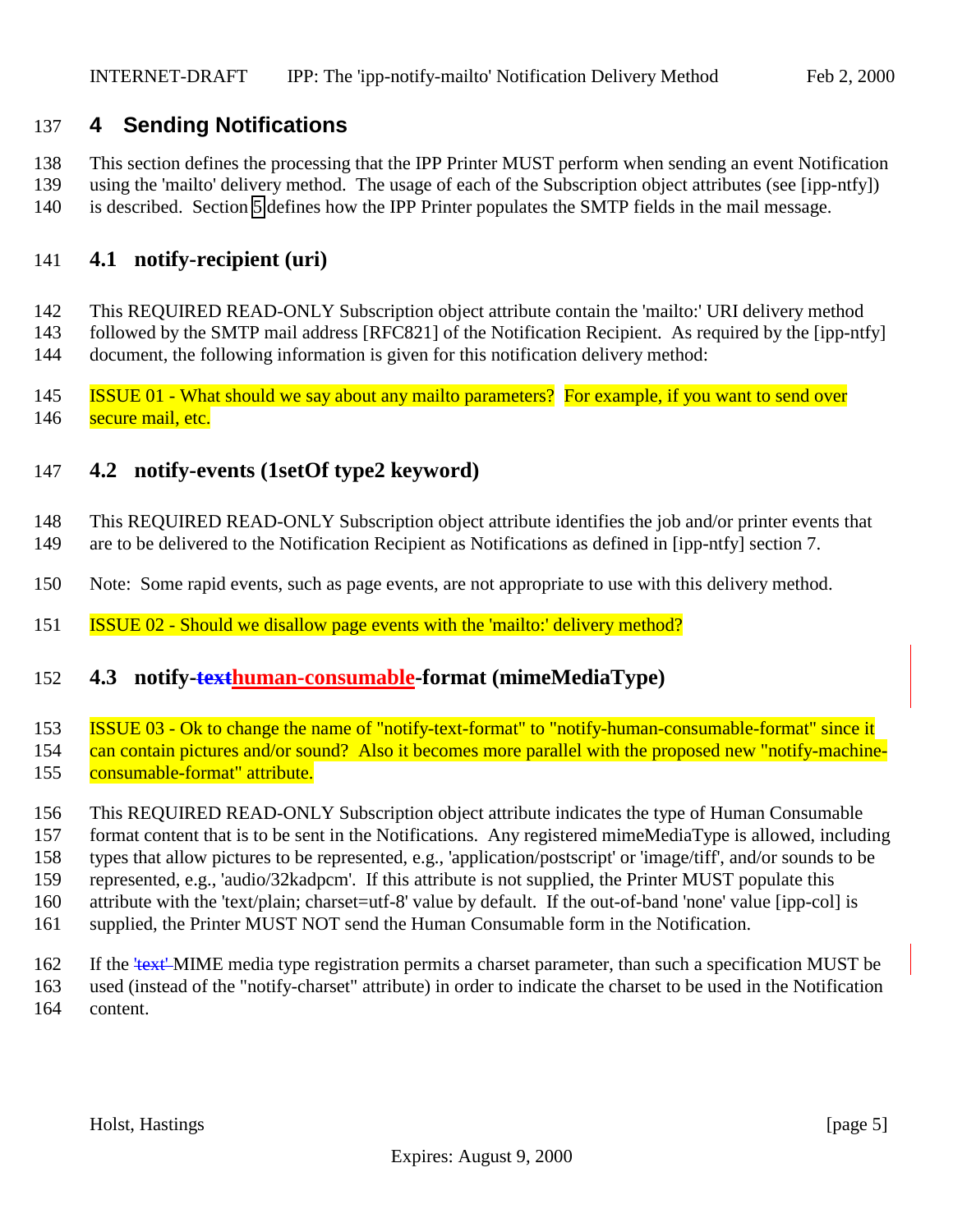# 4 Sending Notifications

This section defines the processing that the IPP Printer MUST perform when sending an event Notification using the 'mailto' delivery method. The usage of each of the Subscription object attributes (see [ipp-ntfy]) is described. Section 5 defines how the IPP Printer populates the SMTP fields in the mail message.

## 4.1 notify-recipient (uri)

This REQUIRED READ-ONLY Subscription object attribute contain the 'mailto:' URI delivery method followed by the SMTP mail address [RFC821] of the Notification Recipient. As required by the [ipp-ntfy] document, the following information is given for this notification delivery method:

ISSUE 01 - What should we say about any mailto parameters? For example, if you want to send over secure mail, etc.

## 4.2 notify-events (1setOf type2 keyword)

This REQUIRED READ-ONLY Subscription object attribute identifies the job and/or printer events that are to be delivered to the Notification Recipient as Notifications as defined in [ipp-ntfy] section 7.

Note: Some rapid events, such as page events, are not appropriate to use with this delivery method.

ISSUE 02 - Should we disallow page events with the 'mailto:' delivery method?

## 4.3 notify-~~text~~human-consumable-format (mimeMediaType)

ISSUE 03 - Ok to change the name of "notify-text-format" to "notify-human-consumable-format" since it can contain pictures and/or sound? Also it becomes more parallel with the proposed new "notify-machine-consumable-format" attribute.

This REQUIRED READ-ONLY Subscription object attribute indicates the type of Human Consumable format content that is to be sent in the Notifications. Any registered mimeMediaType is allowed, including types that allow pictures to be represented, e.g., 'application/postscript' or 'image/tiff', and/or sounds to be represented, e.g., 'audio/32kadpcm'. If this attribute is not supplied, the Printer MUST populate this attribute with the 'text/plain; charset=utf-8' value by default. If the out-of-band 'none' value [ipp-col] is supplied, the Printer MUST NOT send the Human Consumable form in the Notification.

If the ~~'text'~~ MIME media type registration permits a charset parameter, than such a specification MUST be used (instead of the "notify-charset" attribute) in order to indicate the charset to be used in the Notification content.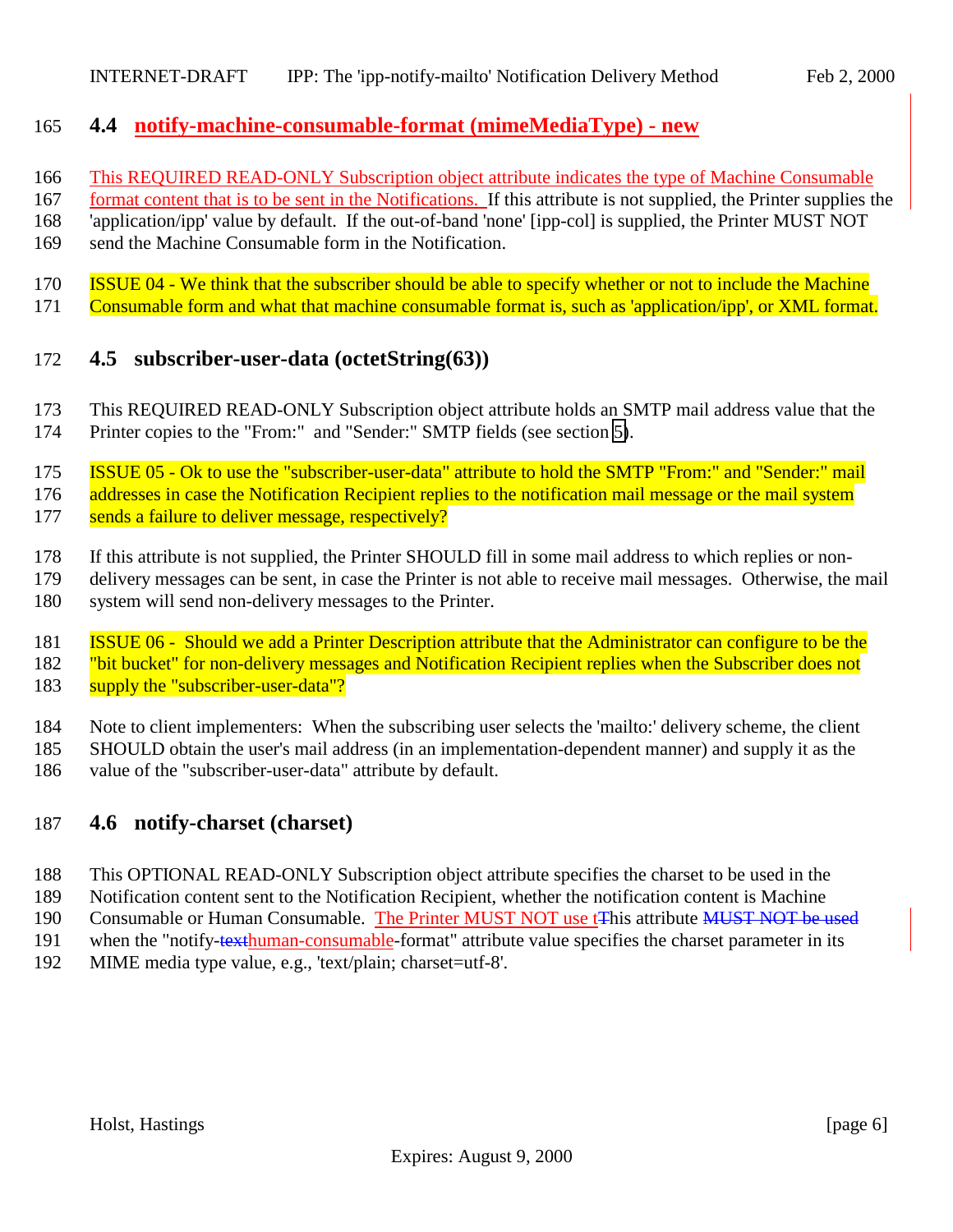### 4.4 notify-machine-consumable-format (mimeMediaType) - new

This REQUIRED READ-ONLY Subscription object attribute indicates the type of Machine Consumable format content that is to be sent in the Notifications. If this attribute is not supplied, the Printer supplies the 'application/ipp' value by default. If the out-of-band 'none' [ipp-col] is supplied, the Printer MUST NOT send the Machine Consumable form in the Notification.

ISSUE 04 - We think that the subscriber should be able to specify whether or not to include the Machine Consumable form and what that machine consumable format is, such as 'application/ipp', or XML format.

### 4.5 subscriber-user-data (octetString(63))

This REQUIRED READ-ONLY Subscription object attribute holds an SMTP mail address value that the Printer copies to the "From:" and "Sender:" SMTP fields (see section 5).

ISSUE 05 - Ok to use the "subscriber-user-data" attribute to hold the SMTP "From:" and "Sender:" mail addresses in case the Notification Recipient replies to the notification mail message or the mail system sends a failure to deliver message, respectively?

If this attribute is not supplied, the Printer SHOULD fill in some mail address to which replies or non-delivery messages can be sent, in case the Printer is not able to receive mail messages. Otherwise, the mail system will send non-delivery messages to the Printer.

ISSUE 06 - Should we add a Printer Description attribute that the Administrator can configure to be the "bit bucket" for non-delivery messages and Notification Recipient replies when the Subscriber does not supply the "subscriber-user-data"?

Note to client implementers: When the subscribing user selects the 'mailto:' delivery scheme, the client SHOULD obtain the user's mail address (in an implementation-dependent manner) and supply it as the value of the "subscriber-user-data" attribute by default.

### 4.6 notify-charset (charset)

This OPTIONAL READ-ONLY Subscription object attribute specifies the charset to be used in the Notification content sent to the Notification Recipient, whether the notification content is Machine Consumable or Human Consumable. The Printer MUST NOT use tThis attribute ~~MUST NOT be used~~ when the "notify-~~text~~human-consumable-format" attribute value specifies the charset parameter in its MIME media type value, e.g., 'text/plain; charset=utf-8'.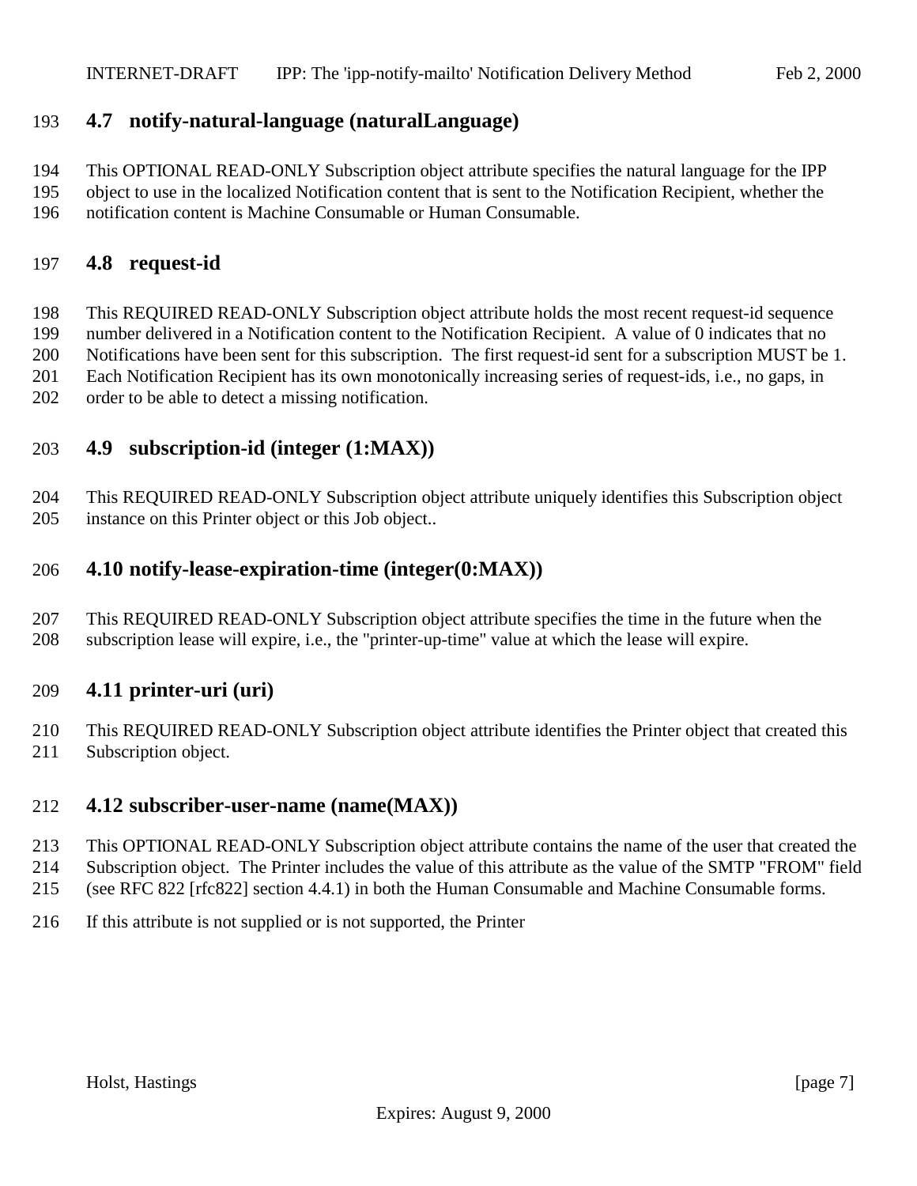## 4.7 notify-natural-language (naturalLanguage)

This OPTIONAL READ-ONLY Subscription object attribute specifies the natural language for the IPP object to use in the localized Notification content that is sent to the Notification Recipient, whether the notification content is Machine Consumable or Human Consumable.

## 4.8 request-id

This REQUIRED READ-ONLY Subscription object attribute holds the most recent request-id sequence number delivered in a Notification content to the Notification Recipient. A value of 0 indicates that no Notifications have been sent for this subscription. The first request-id sent for a subscription MUST be 1. Each Notification Recipient has its own monotonically increasing series of request-ids, i.e., no gaps, in order to be able to detect a missing notification.

## 4.9 subscription-id (integer (1:MAX))

This REQUIRED READ-ONLY Subscription object attribute uniquely identifies this Subscription object instance on this Printer object or this Job object..

## 4.10 notify-lease-expiration-time (integer(0:MAX))

This REQUIRED READ-ONLY Subscription object attribute specifies the time in the future when the subscription lease will expire, i.e., the "printer-up-time" value at which the lease will expire.

## 4.11 printer-uri (uri)

This REQUIRED READ-ONLY Subscription object attribute identifies the Printer object that created this Subscription object.

## 4.12 subscriber-user-name (name(MAX))

This OPTIONAL READ-ONLY Subscription object attribute contains the name of the user that created the Subscription object. The Printer includes the value of this attribute as the value of the SMTP "FROM" field (see RFC 822 [rfc822] section 4.4.1) in both the Human Consumable and Machine Consumable forms.

If this attribute is not supplied or is not supported, the Printer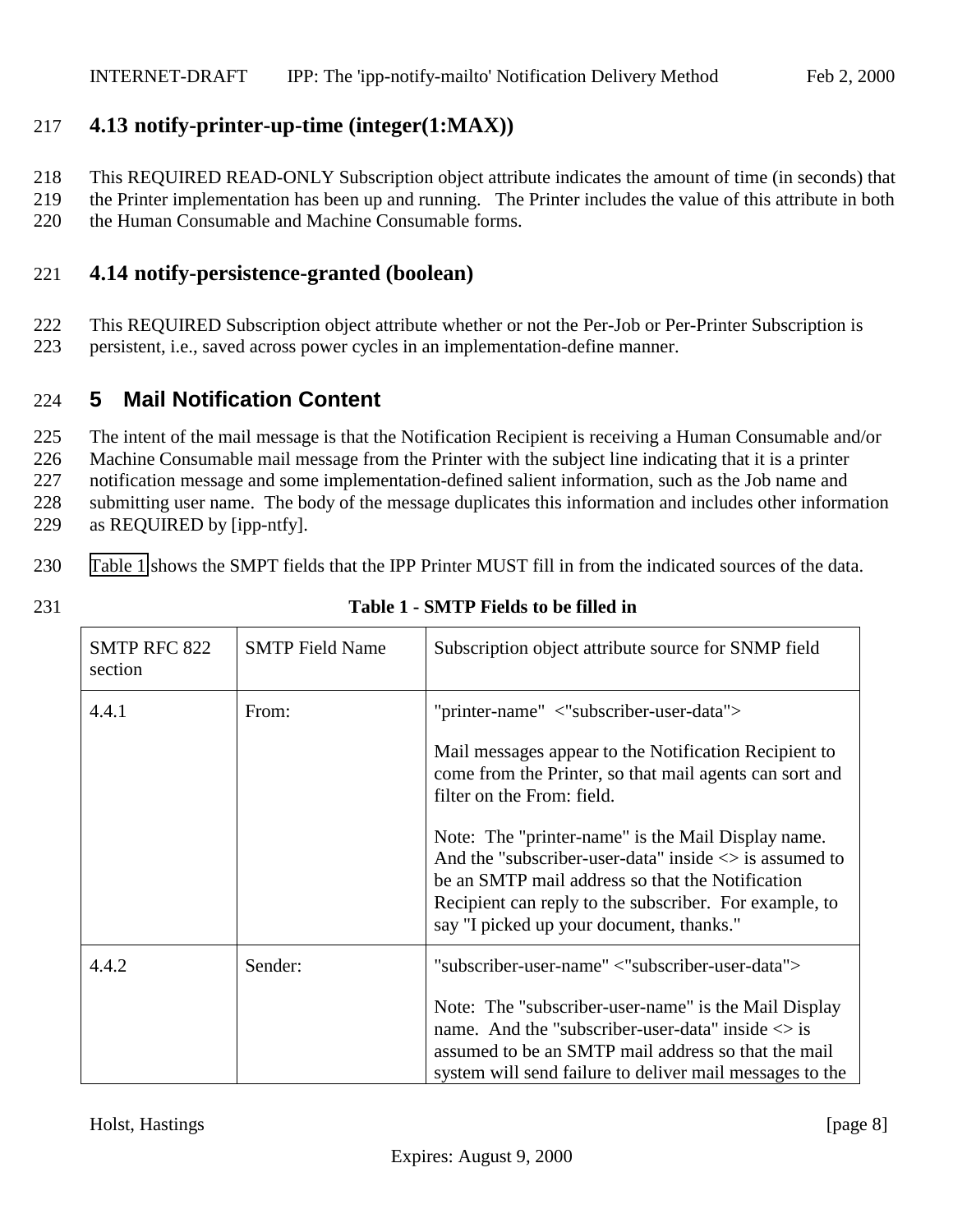## 4.13 notify-printer-up-time (integer(1:MAX))

This REQUIRED READ-ONLY Subscription object attribute indicates the amount of time (in seconds) that the Printer implementation has been up and running. The Printer includes the value of this attribute in both the Human Consumable and Machine Consumable forms.

## 4.14 notify-persistence-granted (boolean)

This REQUIRED Subscription object attribute whether or not the Per-Job or Per-Printer Subscription is persistent, i.e., saved across power cycles in an implementation-define manner.

# 5 Mail Notification Content

The intent of the mail message is that the Notification Recipient is receiving a Human Consumable and/or Machine Consumable mail message from the Printer with the subject line indicating that it is a printer notification message and some implementation-defined salient information, such as the Job name and submitting user name. The body of the message duplicates this information and includes other information as REQUIRED by [ipp-ntfy].

Table 1 shows the SMPT fields that the IPP Printer MUST fill in from the indicated sources of the data.

**Table 1 - SMTP Fields to be filled in**

| SMTP RFC 822 section | SMTP Field Name | Subscription object attribute source for SNMP field |
|---|---|---|
| 4.4.1 | From: | "printer-name" <"subscriber-user-data"><br><br>Mail messages appear to the Notification Recipient to come from the Printer, so that mail agents can sort and filter on the From: field.<br><br>Note: The "printer-name" is the Mail Display name. And the "subscriber-user-data" inside <> is assumed to be an SMTP mail address so that the Notification Recipient can reply to the subscriber. For example, to say "I picked up your document, thanks." |
| 4.4.2 | Sender: | "subscriber-user-name" <"subscriber-user-data"><br><br>Note: The "subscriber-user-name" is the Mail Display name. And the "subscriber-user-data" inside <> is assumed to be an SMTP mail address so that the mail system will send failure to deliver mail messages to the |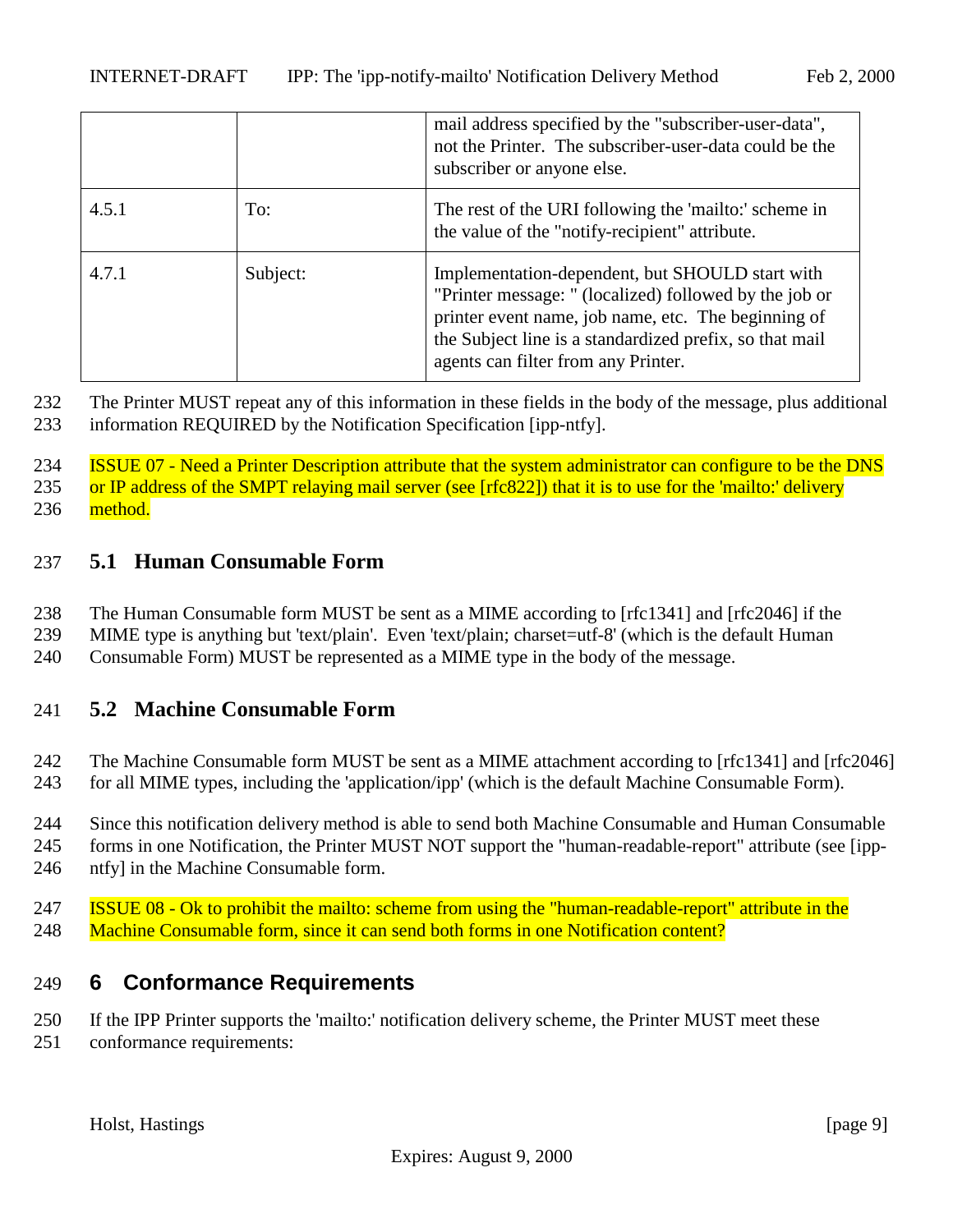| | | mail address specified by the "subscriber-user-data", not the Printer. The subscriber-user-data could be the subscriber or anyone else. |
|---|---|---|
| 4.5.1 | To: | The rest of the URI following the 'mailto:' scheme in the value of the "notify-recipient" attribute. |
| 4.7.1 | Subject: | Implementation-dependent, but SHOULD start with "Printer message: " (localized) followed by the job or printer event name, job name, etc. The beginning of the Subject line is a standardized prefix, so that mail agents can filter from any Printer. |

The Printer MUST repeat any of this information in these fields in the body of the message, plus additional information REQUIRED by the Notification Specification [ipp-ntfy].

ISSUE 07 - Need a Printer Description attribute that the system administrator can configure to be the DNS or IP address of the SMPT relaying mail server (see [rfc822]) that it is to use for the 'mailto:' delivery method.

## 5.1 Human Consumable Form

The Human Consumable form MUST be sent as a MIME according to [rfc1341] and [rfc2046] if the MIME type is anything but 'text/plain'. Even 'text/plain; charset=utf-8' (which is the default Human Consumable Form) MUST be represented as a MIME type in the body of the message.

## 5.2 Machine Consumable Form

The Machine Consumable form MUST be sent as a MIME attachment according to [rfc1341] and [rfc2046] for all MIME types, including the 'application/ipp' (which is the default Machine Consumable Form).

Since this notification delivery method is able to send both Machine Consumable and Human Consumable forms in one Notification, the Printer MUST NOT support the "human-readable-report" attribute (see [ipp-ntfy] in the Machine Consumable form.

ISSUE 08 - Ok to prohibit the mailto: scheme from using the "human-readable-report" attribute in the Machine Consumable form, since it can send both forms in one Notification content?

# 6 Conformance Requirements

If the IPP Printer supports the 'mailto:' notification delivery scheme, the Printer MUST meet these conformance requirements: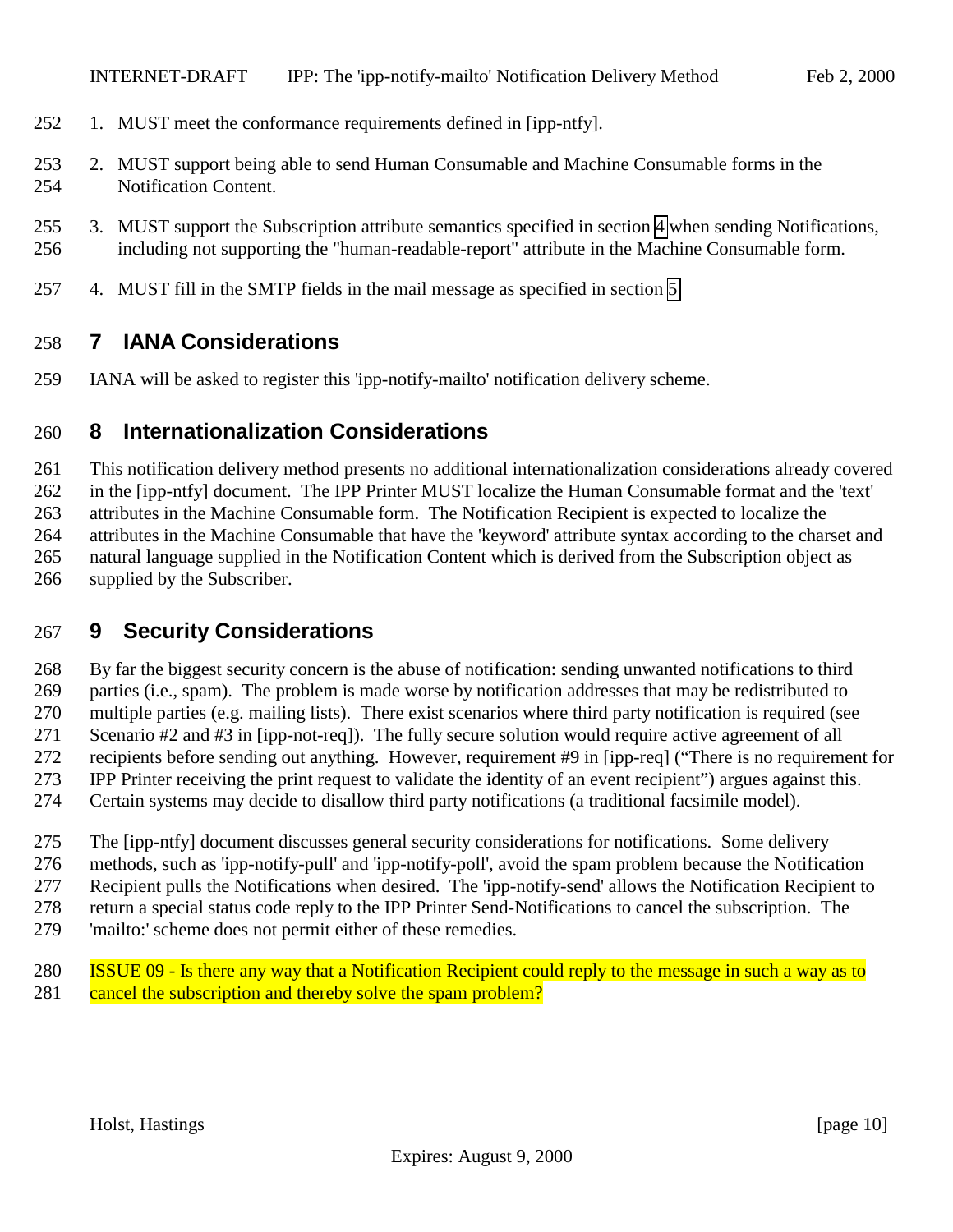1. MUST meet the conformance requirements defined in [ipp-ntfy].
2. MUST support being able to send Human Consumable and Machine Consumable forms in the Notification Content.
3. MUST support the Subscription attribute semantics specified in section 4 when sending Notifications, including not supporting the "human-readable-report" attribute in the Machine Consumable form.
4. MUST fill in the SMTP fields in the mail message as specified in section 5.

# 7 IANA Considerations

IANA will be asked to register this 'ipp-notify-mailto' notification delivery scheme.

# 8 Internationalization Considerations

This notification delivery method presents no additional internationalization considerations already covered in the [ipp-ntfy] document. The IPP Printer MUST localize the Human Consumable format and the 'text' attributes in the Machine Consumable form. The Notification Recipient is expected to localize the attributes in the Machine Consumable that have the 'keyword' attribute syntax according to the charset and natural language supplied in the Notification Content which is derived from the Subscription object as supplied by the Subscriber.

# 9 Security Considerations

By far the biggest security concern is the abuse of notification: sending unwanted notifications to third parties (i.e., spam). The problem is made worse by notification addresses that may be redistributed to multiple parties (e.g. mailing lists). There exist scenarios where third party notification is required (see Scenario #2 and #3 in [ipp-not-req]). The fully secure solution would require active agreement of all recipients before sending out anything. However, requirement #9 in [ipp-req] ("There is no requirement for IPP Printer receiving the print request to validate the identity of an event recipient") argues against this. Certain systems may decide to disallow third party notifications (a traditional facsimile model).

The [ipp-ntfy] document discusses general security considerations for notifications. Some delivery methods, such as 'ipp-notify-pull' and 'ipp-notify-poll', avoid the spam problem because the Notification Recipient pulls the Notifications when desired. The 'ipp-notify-send' allows the Notification Recipient to return a special status code reply to the IPP Printer Send-Notifications to cancel the subscription. The 'mailto:' scheme does not permit either of these remedies.

ISSUE 09 - Is there any way that a Notification Recipient could reply to the message in such a way as to cancel the subscription and thereby solve the spam problem?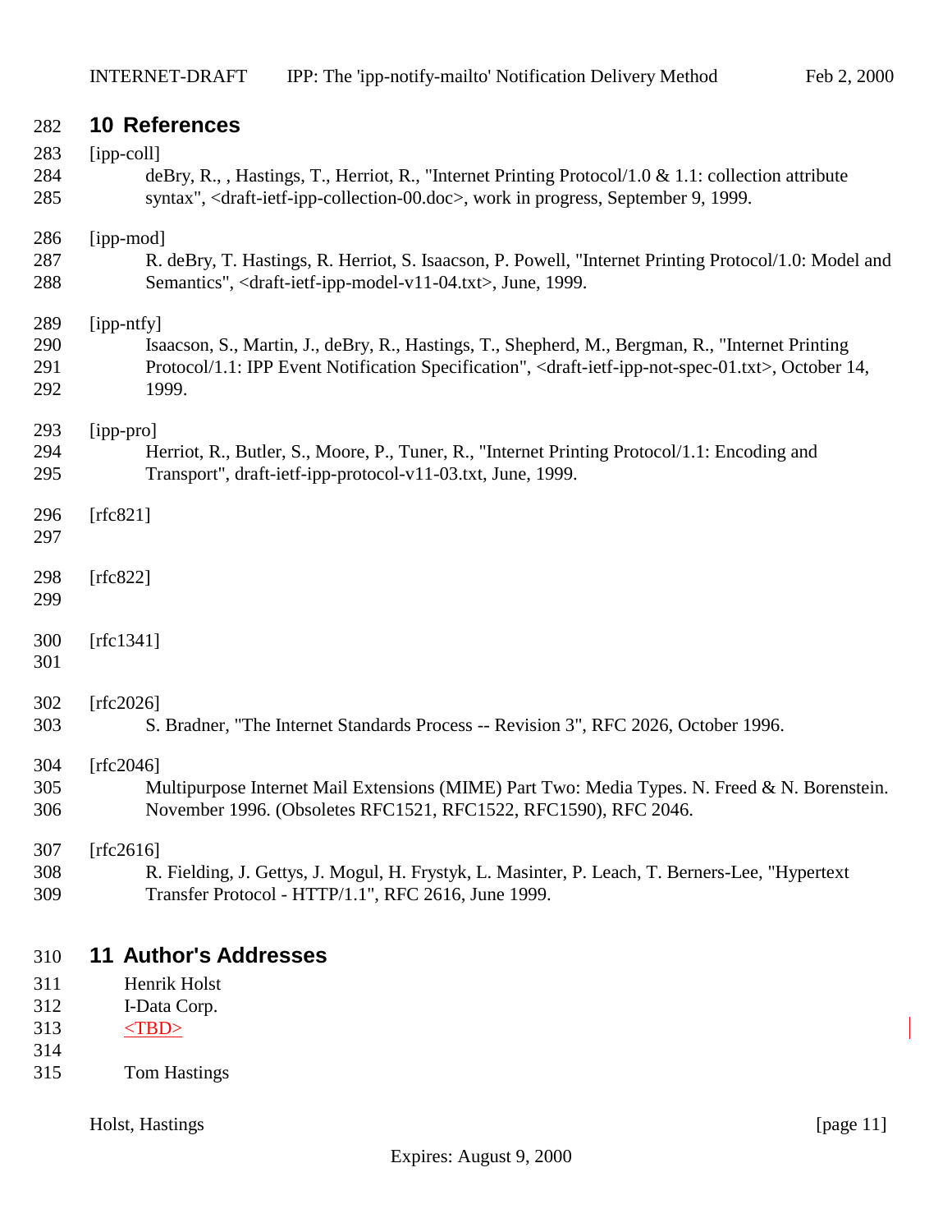## 10 References

[ipp-coll]
deBry, R., , Hastings, T., Herriot, R., "Internet Printing Protocol/1.0 & 1.1: collection attribute syntax", <draft-ietf-ipp-collection-00.doc>, work in progress, September 9, 1999.

[ipp-mod]
R. deBry, T. Hastings, R. Herriot, S. Isaacson, P. Powell, "Internet Printing Protocol/1.0: Model and Semantics", <draft-ietf-ipp-model-v11-04.txt>, June, 1999.

[ipp-ntfy]
Isaacson, S., Martin, J., deBry, R., Hastings, T., Shepherd, M., Bergman, R., "Internet Printing Protocol/1.1: IPP Event Notification Specification", <draft-ietf-ipp-not-spec-01.txt>, October 14, 1999.

[ipp-pro]
Herriot, R., Butler, S., Moore, P., Tuner, R., "Internet Printing Protocol/1.1: Encoding and Transport", draft-ietf-ipp-protocol-v11-03.txt, June, 1999.

[rfc821]

[rfc822]

[rfc1341]

[rfc2026]
S. Bradner, "The Internet Standards Process -- Revision 3", RFC 2026, October 1996.

[rfc2046]
Multipurpose Internet Mail Extensions (MIME) Part Two: Media Types. N. Freed & N. Borenstein. November 1996. (Obsoletes RFC1521, RFC1522, RFC1590), RFC 2046.

[rfc2616]
R. Fielding, J. Gettys, J. Mogul, H. Frystyk, L. Masinter, P. Leach, T. Berners-Lee, "Hypertext Transfer Protocol - HTTP/1.1", RFC 2616, June 1999.

## 11 Author's Addresses

Henrik Holst
I-Data Corp.
<TBD>

Tom Hastings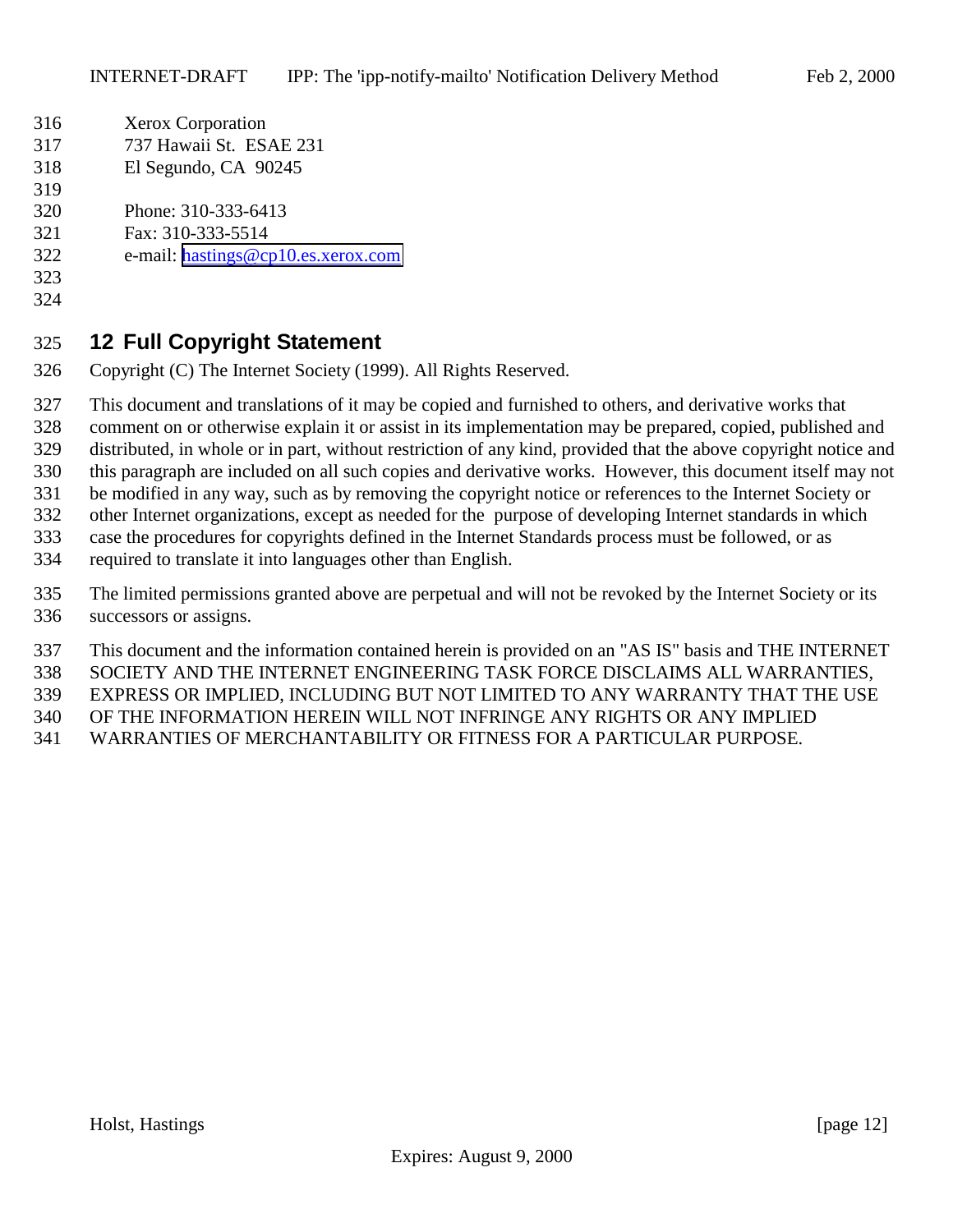Xerox Corporation
737 Hawaii St.  ESAE 231
El Segundo, CA  90245

Phone: 310-333-6413
Fax: 310-333-5514
e-mail: hastings@cp10.es.xerox.com

## 12 Full Copyright Statement

Copyright (C) The Internet Society (1999). All Rights Reserved.

This document and translations of it may be copied and furnished to others, and derivative works that comment on or otherwise explain it or assist in its implementation may be prepared, copied, published and distributed, in whole or in part, without restriction of any kind, provided that the above copyright notice and this paragraph are included on all such copies and derivative works.  However, this document itself may not be modified in any way, such as by removing the copyright notice or references to the Internet Society or other Internet organizations, except as needed for the  purpose of developing Internet standards in which case the procedures for copyrights defined in the Internet Standards process must be followed, or as required to translate it into languages other than English.

The limited permissions granted above are perpetual and will not be revoked by the Internet Society or its successors or assigns.

This document and the information contained herein is provided on an "AS IS" basis and THE INTERNET SOCIETY AND THE INTERNET ENGINEERING TASK FORCE DISCLAIMS ALL WARRANTIES, EXPRESS OR IMPLIED, INCLUDING BUT NOT LIMITED TO ANY WARRANTY THAT THE USE OF THE INFORMATION HEREIN WILL NOT INFRINGE ANY RIGHTS OR ANY IMPLIED WARRANTIES OF MERCHANTABILITY OR FITNESS FOR A PARTICULAR PURPOSE.

Expires: August 9, 2000